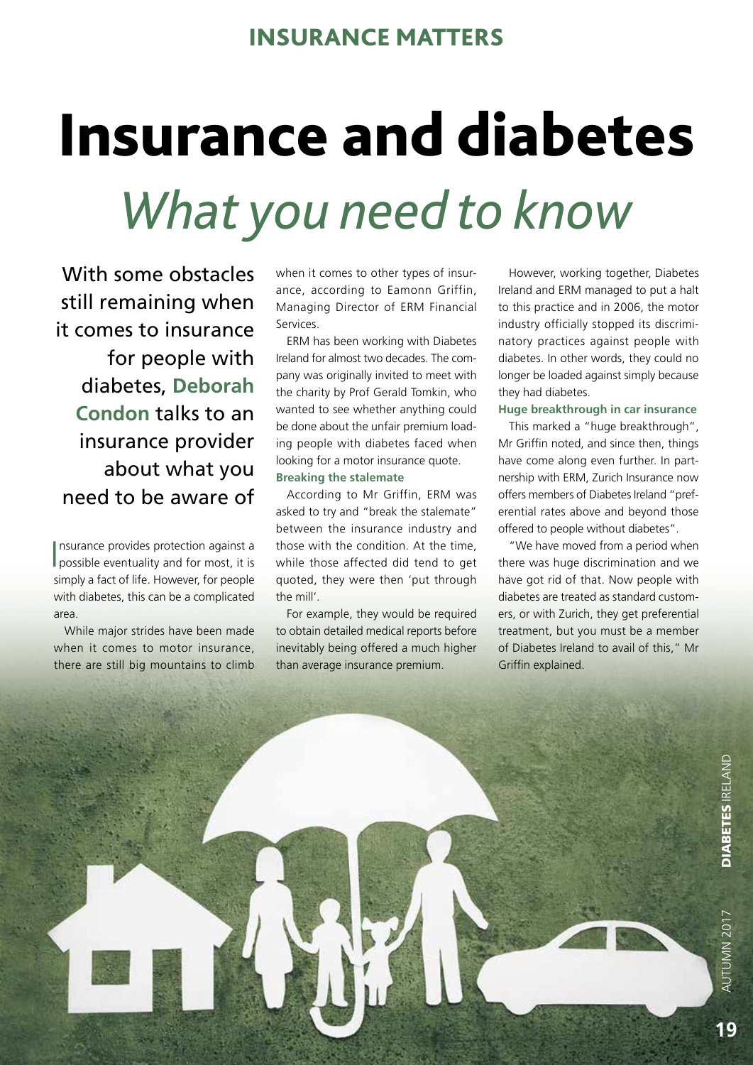# Insurance and diabetes

## *What you need to know*

With some obstacles still remaining when it comes to insurance for people with diabetes, **Deborah Condon** talks to an insurance provider about what you need to be aware of

Insurance provides protection against a possible eventuality and for most, it is simply a fact of life. However, for people with diabetes, this can be a complicated area.

While major strides have been made when it comes to motor insurance, there are still big mountains to climb when it comes to other types of insurance, according to Eamonn Griffin, Managing Director of ERM Financial Services.

ERM has been working with Diabetes Ireland for almost two decades. The company was originally invited to meet with the charity by Prof Gerald Tomkin, who wanted to see whether anything could be done about the unfair premium loading people with diabetes faced when looking for a motor insurance quote.

**Breaking the stalemate**

According to Mr Griffin, ERM was asked to try and "break the stalemate" between the insurance industry and those with the condition. At the time, while those affected did tend to get quoted, they were then 'put through the mill'.

For example, they would be required to obtain detailed medical reports before inevitably being offered a much higher than average insurance premium.

However, working together, Diabetes Ireland and ERM managed to put a halt to this practice and in 2006, the motor industry officially stopped its discriminatory practices against people with diabetes. In other words, they could no longer be loaded against simply because they had diabetes.

**Huge breakthrough in car insurance**

This marked a "huge breakthrough", Mr Griffin noted, and since then, things have come along even further. In partnership with ERM, Zurich Insurance now offers members of Diabetes Ireland "preferential rates above and beyond those offered to people without diabetes".

"We have moved from a period when there was huge discrimination and we have got rid of that. Now people with diabetes are treated as standard customers, or with Zurich, they get preferential treatment, but you must be a member of Diabetes Ireland to avail of this," Mr Griffin explained.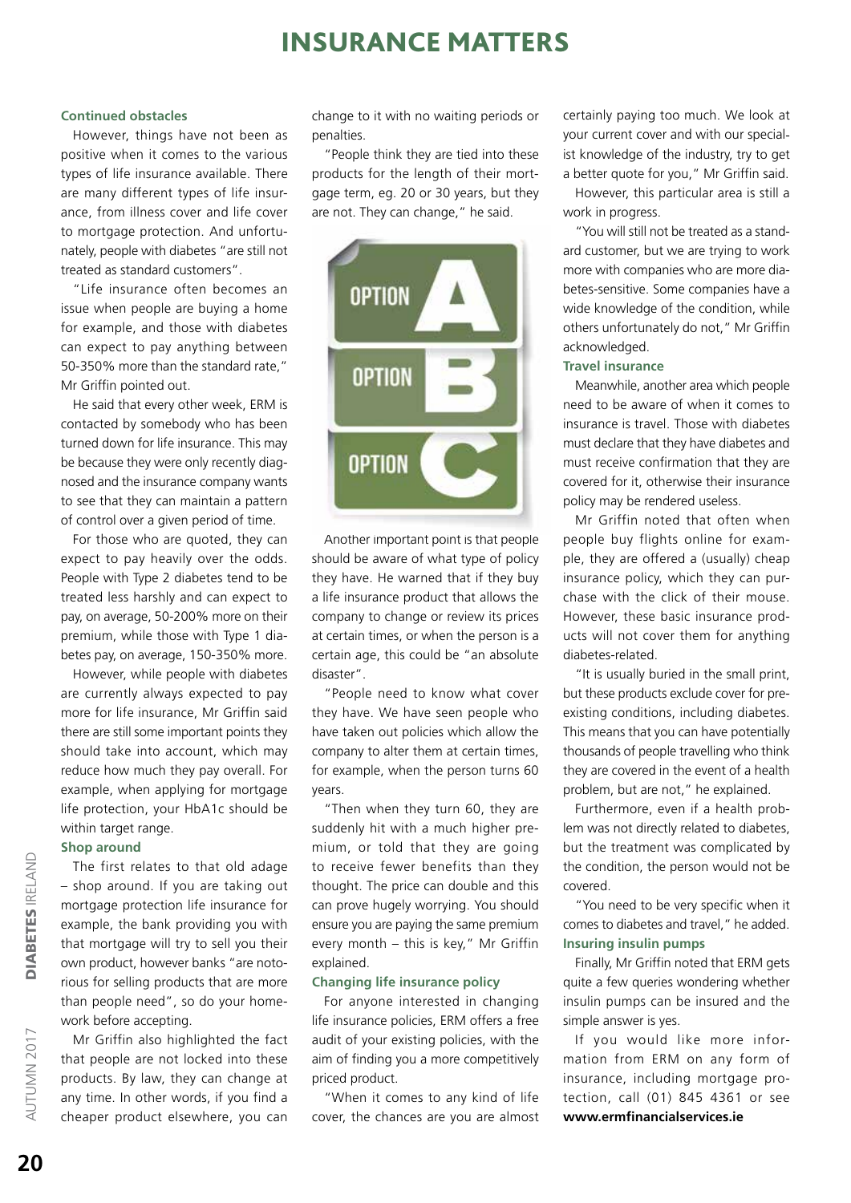# INSURANCE MATTERS

### Continued obstacles

However, things have not been as positive when it comes to the various types of life insurance available. There are many different types of life insurance, from illness cover and life cover to mortgage protection. And unfortunately, people with diabetes "are still not treated as standard customers".

"Life insurance often becomes an issue when people are buying a home for example, and those with diabetes can expect to pay anything between 50-350% more than the standard rate," Mr Griffin pointed out.

He said that every other week, ERM is contacted by somebody who has been turned down for life insurance. This may be because they were only recently diagnosed and the insurance company wants to see that they can maintain a pattern of control over a given period of time.

For those who are quoted, they can expect to pay heavily over the odds. People with Type 2 diabetes tend to be treated less harshly and can expect to pay, on average, 50-200% more on their premium, while those with Type 1 diabetes pay, on average, 150-350% more.

However, while people with diabetes are currently always expected to pay more for life insurance, Mr Griffin said there are still some important points they should take into account, which may reduce how much they pay overall. For example, when applying for mortgage life protection, your HbA1c should be within target range.

### Shop around

The first relates to that old adage – shop around. If you are taking out mortgage protection life insurance for example, the bank providing you with that mortgage will try to sell you their own product, however banks "are notorious for selling products that are more than people need", so do your homework before accepting.

Mr Griffin also highlighted the fact that people are not locked into these products. By law, they can change at any time. In other words, if you find a cheaper product elsewhere, you can change to it with no waiting periods or penalties.

"People think they are tied into these products for the length of their mortgage term, eg. 20 or 30 years, but they are not. They can change," he said.

OPTION A
OPTION B
OPTION C

Another important point is that people should be aware of what type of policy they have. He warned that if they buy a life insurance product that allows the company to change or review its prices at certain times, or when the person is a certain age, this could be "an absolute disaster".

"People need to know what cover they have. We have seen people who have taken out policies which allow the company to alter them at certain times, for example, when the person turns 60 years.

"Then when they turn 60, they are suddenly hit with a much higher premium, or told that they are going to receive fewer benefits than they thought. The price can double and this can prove hugely worrying. You should ensure you are paying the same premium every month – this is key," Mr Griffin explained.

### Changing life insurance policy

For anyone interested in changing life insurance policies, ERM offers a free audit of your existing policies, with the aim of finding you a more competitively priced product.

"When it comes to any kind of life cover, the chances are you are almost certainly paying too much. We look at your current cover and with our specialist knowledge of the industry, try to get a better quote for you," Mr Griffin said.

However, this particular area is still a work in progress.

"You will still not be treated as a standard customer, but we are trying to work more with companies who are more diabetes-sensitive. Some companies have a wide knowledge of the condition, while others unfortunately do not," Mr Griffin acknowledged.

### Travel insurance

Meanwhile, another area which people need to be aware of when it comes to insurance is travel. Those with diabetes must declare that they have diabetes and must receive confirmation that they are covered for it, otherwise their insurance policy may be rendered useless.

Mr Griffin noted that often when people buy flights online for example, they are offered a (usually) cheap insurance policy, which they can purchase with the click of their mouse. However, these basic insurance products will not cover them for anything diabetes-related.

"It is usually buried in the small print, but these products exclude cover for pre-existing conditions, including diabetes. This means that you can have potentially thousands of people travelling who think they are covered in the event of a health problem, but are not," he explained.

Furthermore, even if a health problem was not directly related to diabetes, but the treatment was complicated by the condition, the person would not be covered.

"You need to be very specific when it comes to diabetes and travel," he added.

### Insuring insulin pumps

Finally, Mr Griffin noted that ERM gets quite a few queries wondering whether insulin pumps can be insured and the simple answer is yes.

If you would like more information from ERM on any form of insurance, including mortgage protection, call (01) 845 4361 or see **www.ermfinancialservices.ie**